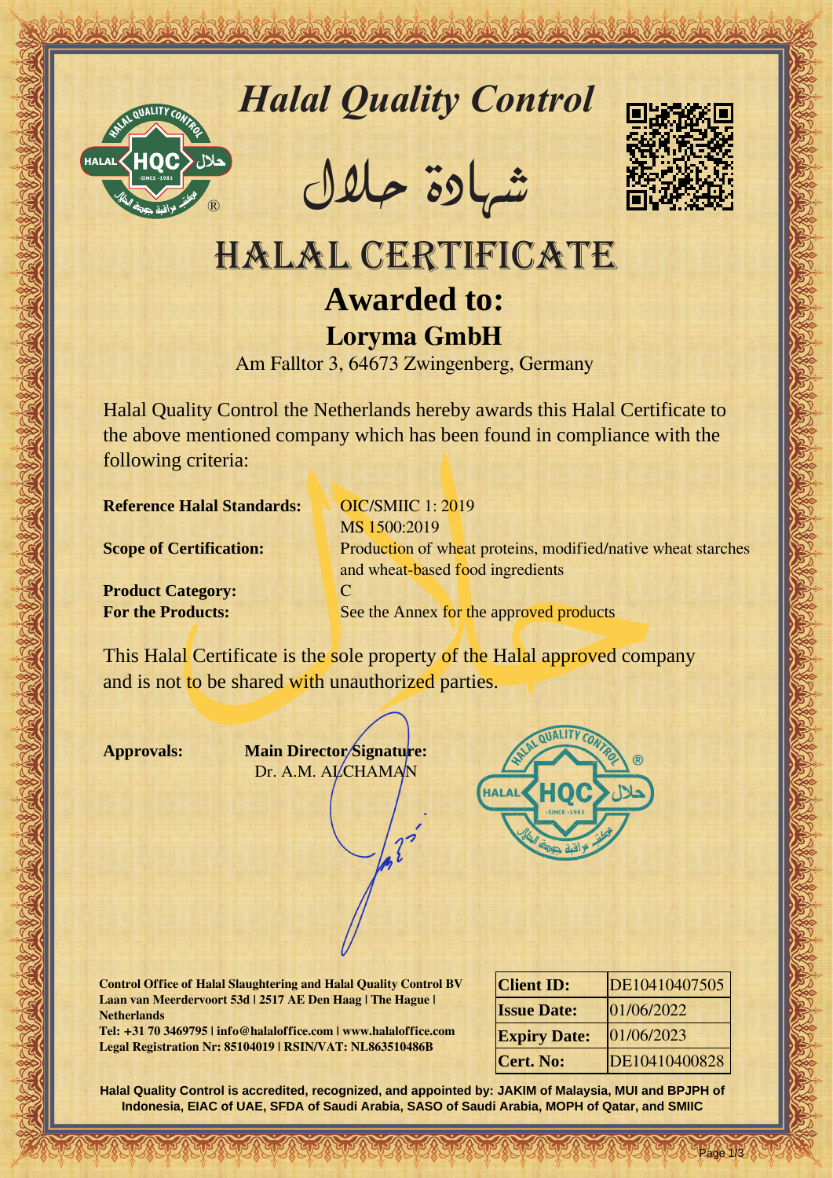# *Halal Quality Control*

شهادة حلال

# HALAL CERTIFICATE

## Awarded to:

## Loryma GmbH

Am Falltor 3, 64673 Zwingenberg, Germany

Halal Quality Control the Netherlands hereby awards this Halal Certificate to the above mentioned company which has been found in compliance with the following criteria:

**Reference Halal Standards:** OIC/SMIIC 1: 2019
MS 1500:2019

**Scope of Certification:** Production of wheat proteins, modified/native wheat starches and wheat-based food ingredients

**Product Category:** C

**For the Products:** See the Annex for the approved products

This Halal Certificate is the sole property of the Halal approved company and is not to be shared with unauthorized parties.

**Approvals:**

**Main Director Signature:**
Dr. A.M. ALCHAMAN

**Control Office of Halal Slaughtering and Halal Quality Control BV**
**Laan van Meerdervoort 53d | 2517 AE Den Haag | The Hague | Netherlands**
**Tel: +31 70 3469795 | info@halaloffice.com | www.halaloffice.com**
**Legal Registration Nr: 85104019 | RSIN/VAT: NL863510486B**

| | |
|---|---|
| **Client ID:** | DE10410407505 |
| **Issue Date:** | 01/06/2022 |
| **Expiry Date:** | 01/06/2023 |
| **Cert. No:** | DE10410400828 |

**Halal Quality Control is accredited, recognized, and appointed by: JAKIM of Malaysia, MUI and BPJPH of Indonesia, EIAC of UAE, SFDA of Saudi Arabia, SASO of Saudi Arabia, MOPH of Qatar, and SMIIC**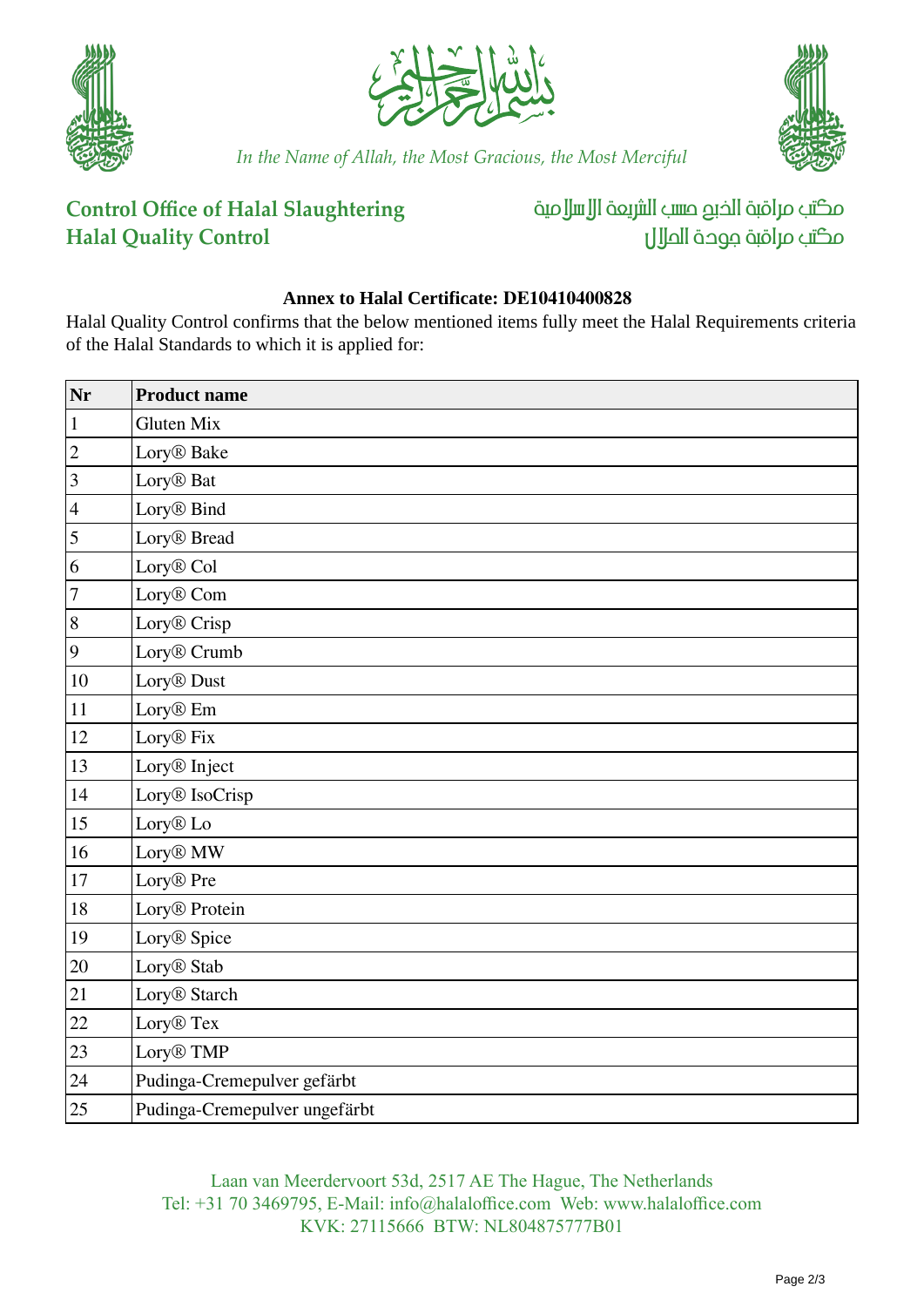In the Name of Allah, the Most Gracious, the Most Merciful

**Control Office of Halal Slaughtering**
**Halal Quality Control**

مكتب مراقبة الذبح حسب الشريعة الإسلامية
مكتب مراقبة جودة الحلال

**Annex to Halal Certificate: DE10410400828**

Halal Quality Control confirms that the below mentioned items fully meet the Halal Requirements criteria of the Halal Standards to which it is applied for:

| Nr | Product name |
|---|---|
| 1 | Gluten Mix |
| 2 | Lory® Bake |
| 3 | Lory® Bat |
| 4 | Lory® Bind |
| 5 | Lory® Bread |
| 6 | Lory® Col |
| 7 | Lory® Com |
| 8 | Lory® Crisp |
| 9 | Lory® Crumb |
| 10 | Lory® Dust |
| 11 | Lory® Em |
| 12 | Lory® Fix |
| 13 | Lory® Inject |
| 14 | Lory® IsoCrisp |
| 15 | Lory® Lo |
| 16 | Lory® MW |
| 17 | Lory® Pre |
| 18 | Lory® Protein |
| 19 | Lory® Spice |
| 20 | Lory® Stab |
| 21 | Lory® Starch |
| 22 | Lory® Tex |
| 23 | Lory® TMP |
| 24 | Pudinga-Cremepulver gefärbt |
| 25 | Pudinga-Cremepulver ungefärbt |

Laan van Meerdervoort 53d, 2517 AE The Hague, The Netherlands
Tel: +31 70 3469795, E-Mail: info@halaloffice.com Web: www.halaloffice.com
KVK: 27115666 BTW: NL804875777B01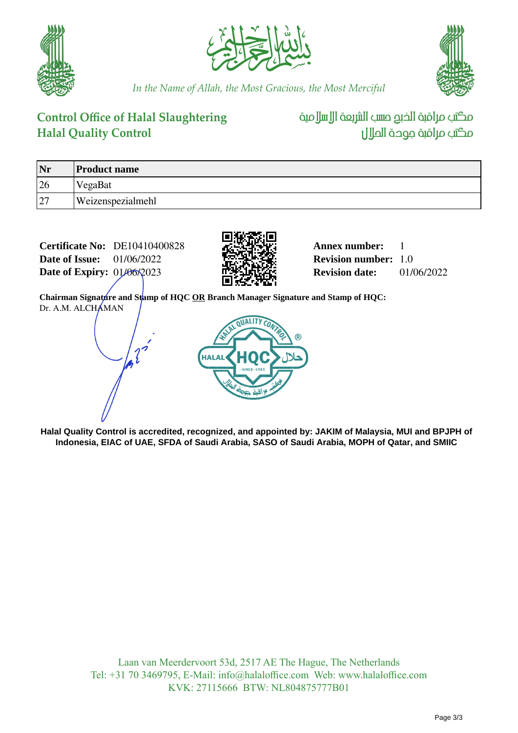In the Name of Allah, the Most Gracious, the Most Merciful

## Control Office of Halal Slaughtering
## Halal Quality Control

مكتب مراقبة الذبح حسب الشريعة الإسلامية
مكتب مراقبة جودة الحلال

| Nr | Product name |
|---|---|
| 26 | VegaBat |
| 27 | Weizenspezialmehl |

**Certificate No:** DE10410400828
**Date of Issue:** 01/06/2022
**Date of Expiry:** 01/06/2023

**Annex number:** 1
**Revision number:** 1.0
**Revision date:** 01/06/2022

**Chairman Signature and Stamp of HQC OR Branch Manager Signature and Stamp of HQC:**
Dr. A.M. ALCHAMAN

**Halal Quality Control is accredited, recognized, and appointed by: JAKIM of Malaysia, MUI and BPJPH of Indonesia, EIAC of UAE, SFDA of Saudi Arabia, SASO of Saudi Arabia, MOPH of Qatar, and SMIIC**

Laan van Meerdervoort 53d, 2517 AE The Hague, The Netherlands
Tel: +31 70 3469795, E-Mail: info@halaloffice.com Web: www.halaloffice.com
KVK: 27115666 BTW: NL804875777B01